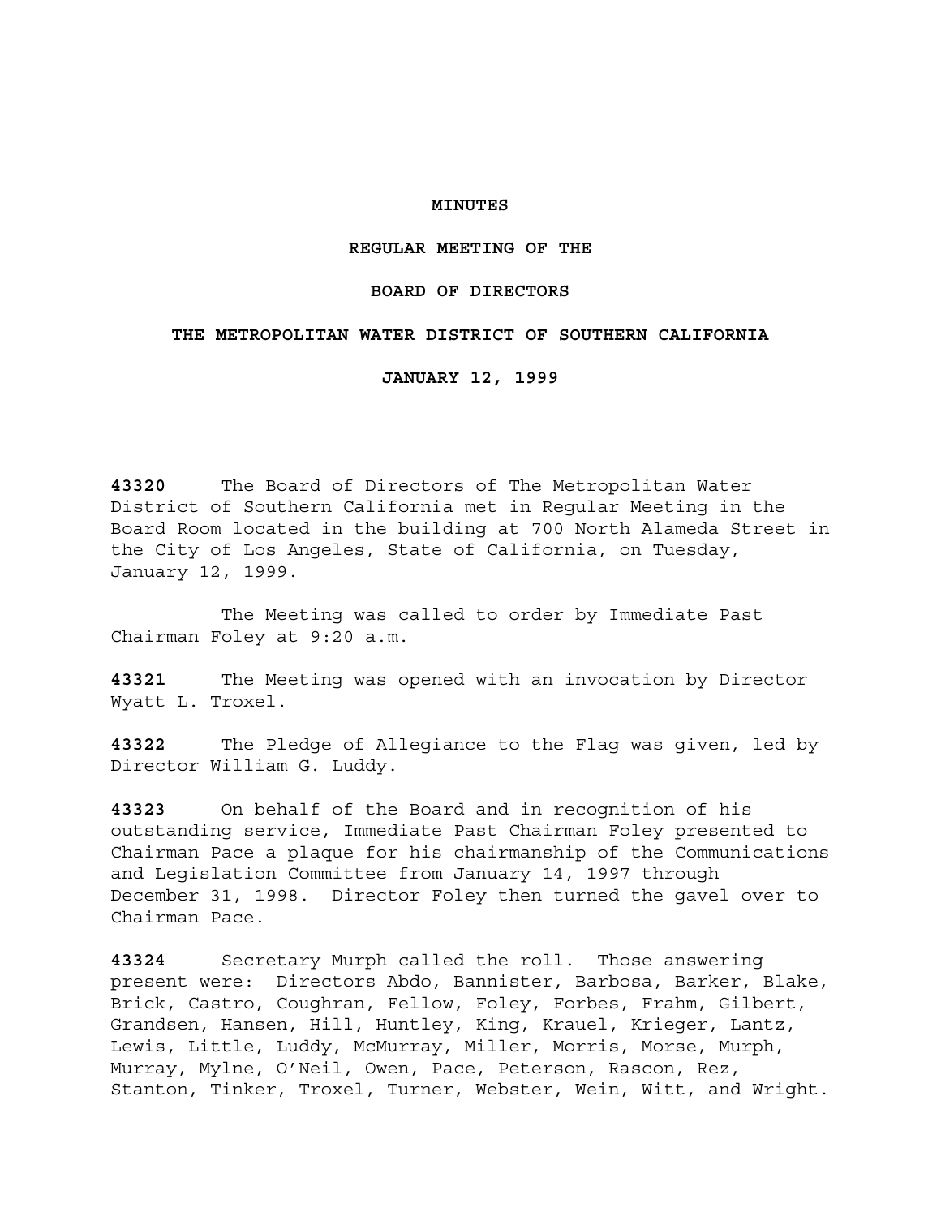**MINUTES**

**REGULAR MEETING OF THE**

**BOARD OF DIRECTORS**

**THE METROPOLITAN WATER DISTRICT OF SOUTHERN CALIFORNIA**

**JANUARY 12, 1999**

**43320** The Board of Directors of The Metropolitan Water District of Southern California met in Regular Meeting in the Board Room located in the building at 700 North Alameda Street in the City of Los Angeles, State of California, on Tuesday, January 12, 1999.

The Meeting was called to order by Immediate Past Chairman Foley at 9:20 a.m.

**43321** The Meeting was opened with an invocation by Director Wyatt L. Troxel.

**43322** The Pledge of Allegiance to the Flag was given, led by Director William G. Luddy.

**43323** On behalf of the Board and in recognition of his outstanding service, Immediate Past Chairman Foley presented to Chairman Pace a plaque for his chairmanship of the Communications and Legislation Committee from January 14, 1997 through December 31, 1998. Director Foley then turned the gavel over to Chairman Pace.

**43324** Secretary Murph called the roll. Those answering present were: Directors Abdo, Bannister, Barbosa, Barker, Blake, Brick, Castro, Coughran, Fellow, Foley, Forbes, Frahm, Gilbert, Grandsen, Hansen, Hill, Huntley, King, Krauel, Krieger, Lantz, Lewis, Little, Luddy, McMurray, Miller, Morris, Morse, Murph, Murray, Mylne, O'Neil, Owen, Pace, Peterson, Rascon, Rez, Stanton, Tinker, Troxel, Turner, Webster, Wein, Witt, and Wright.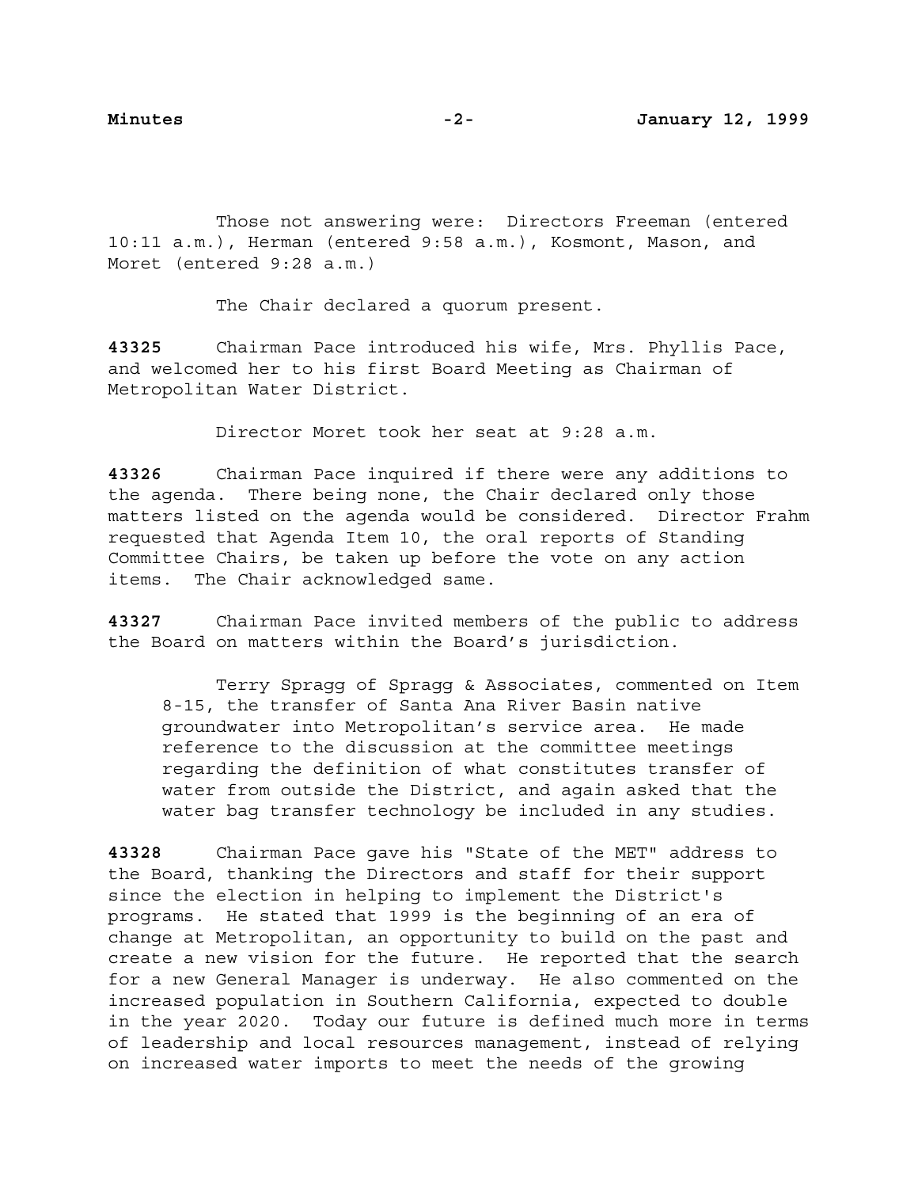Those not answering were: Directors Freeman (entered 10:11 a.m.), Herman (entered 9:58 a.m.), Kosmont, Mason, and Moret (entered 9:28 a.m.)

The Chair declared a quorum present.

**43325** Chairman Pace introduced his wife, Mrs. Phyllis Pace, and welcomed her to his first Board Meeting as Chairman of Metropolitan Water District.

Director Moret took her seat at 9:28 a.m.

**43326** Chairman Pace inquired if there were any additions to the agenda. There being none, the Chair declared only those matters listed on the agenda would be considered. Director Frahm requested that Agenda Item 10, the oral reports of Standing Committee Chairs, be taken up before the vote on any action items. The Chair acknowledged same.

**43327** Chairman Pace invited members of the public to address the Board on matters within the Board's jurisdiction.

> Terry Spragg of Spragg & Associates, commented on Item 8-15, the transfer of Santa Ana River Basin native groundwater into Metropolitan's service area. He made reference to the discussion at the committee meetings regarding the definition of what constitutes transfer of water from outside the District, and again asked that the water bag transfer technology be included in any studies.

**43328** Chairman Pace gave his "State of the MET" address to the Board, thanking the Directors and staff for their support since the election in helping to implement the District's programs. He stated that 1999 is the beginning of an era of change at Metropolitan, an opportunity to build on the past and create a new vision for the future. He reported that the search for a new General Manager is underway. He also commented on the increased population in Southern California, expected to double in the year 2020. Today our future is defined much more in terms of leadership and local resources management, instead of relying on increased water imports to meet the needs of the growing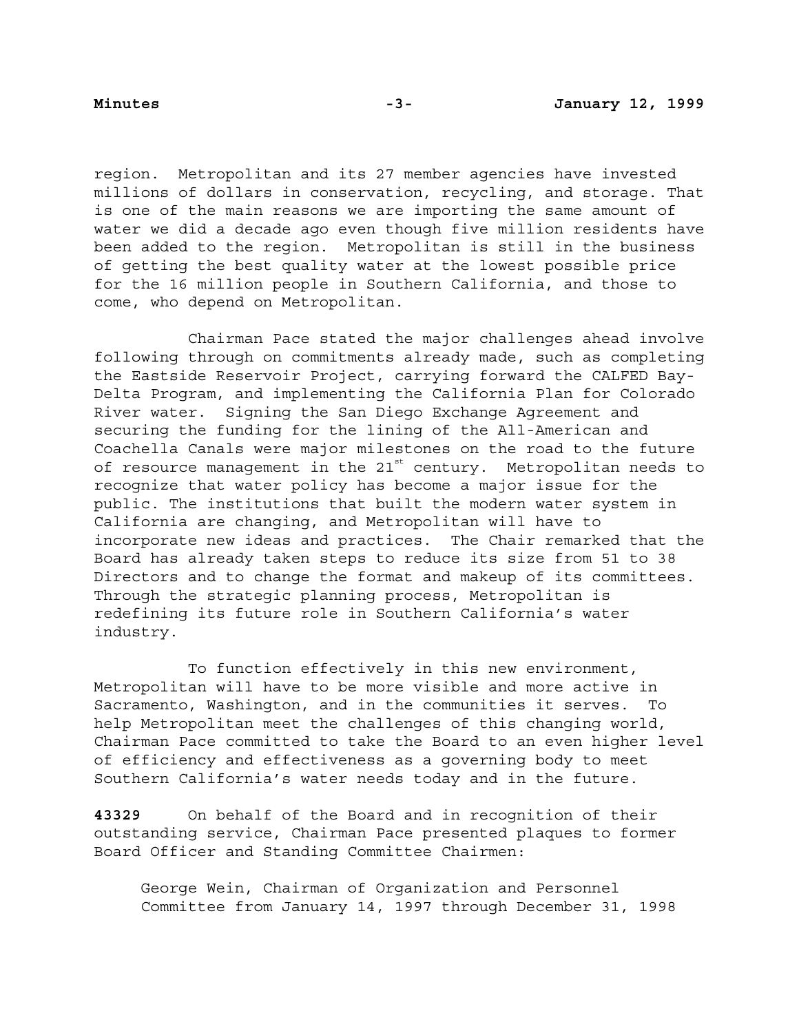region. Metropolitan and its 27 member agencies have invested millions of dollars in conservation, recycling, and storage. That is one of the main reasons we are importing the same amount of water we did a decade ago even though five million residents have been added to the region. Metropolitan is still in the business of getting the best quality water at the lowest possible price for the 16 million people in Southern California, and those to come, who depend on Metropolitan.

Chairman Pace stated the major challenges ahead involve following through on commitments already made, such as completing the Eastside Reservoir Project, carrying forward the CALFED Bay-Delta Program, and implementing the California Plan for Colorado River water. Signing the San Diego Exchange Agreement and securing the funding for the lining of the All-American and Coachella Canals were major milestones on the road to the future of resource management in the 21st century. Metropolitan needs to recognize that water policy has become a major issue for the public. The institutions that built the modern water system in California are changing, and Metropolitan will have to incorporate new ideas and practices. The Chair remarked that the Board has already taken steps to reduce its size from 51 to 38 Directors and to change the format and makeup of its committees. Through the strategic planning process, Metropolitan is redefining its future role in Southern California's water industry.

To function effectively in this new environment, Metropolitan will have to be more visible and more active in Sacramento, Washington, and in the communities it serves. To help Metropolitan meet the challenges of this changing world, Chairman Pace committed to take the Board to an even higher level of efficiency and effectiveness as a governing body to meet Southern California's water needs today and in the future.

**43329** On behalf of the Board and in recognition of their outstanding service, Chairman Pace presented plaques to former Board Officer and Standing Committee Chairmen:

George Wein, Chairman of Organization and Personnel Committee from January 14, 1997 through December 31, 1998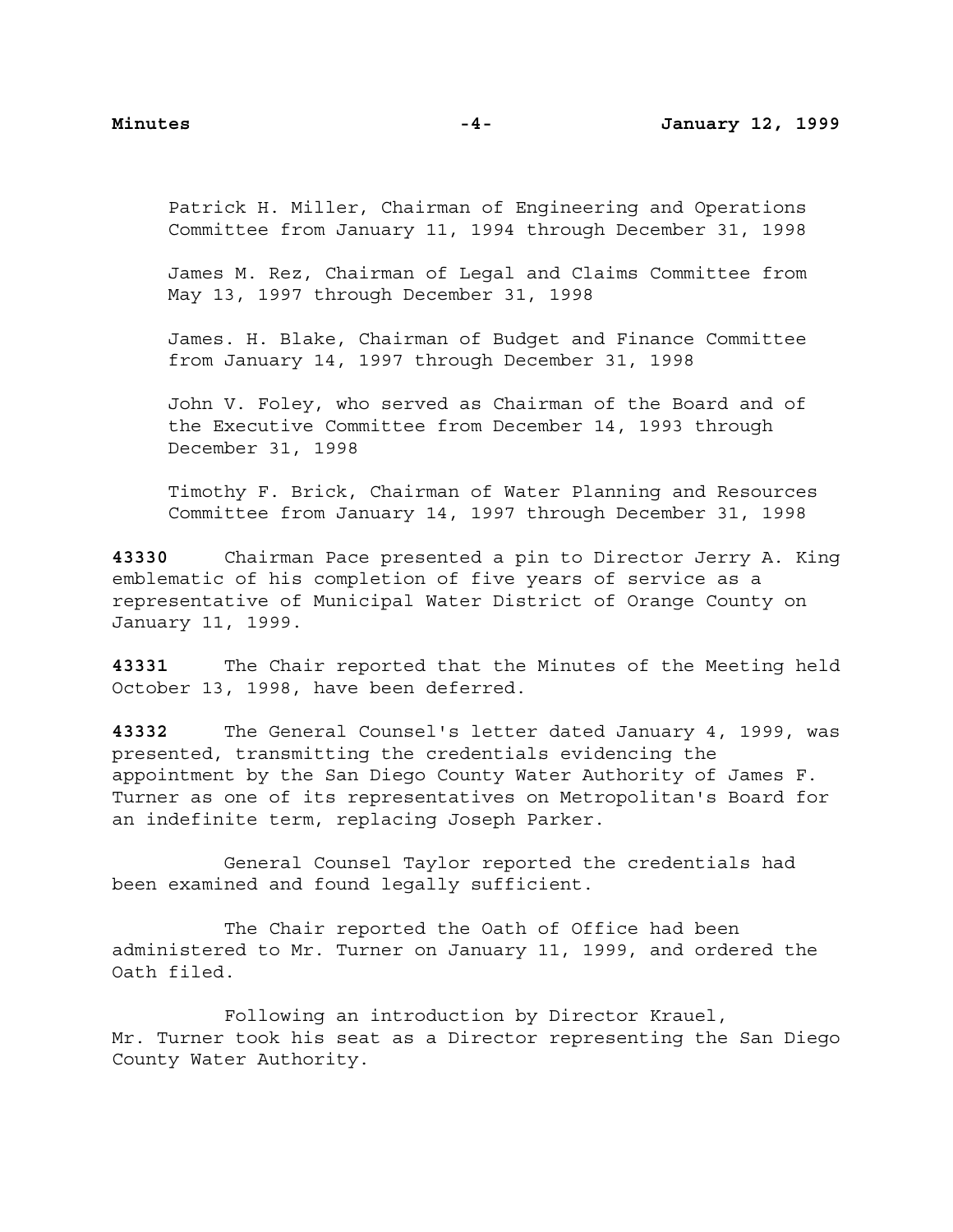Patrick H. Miller, Chairman of Engineering and Operations Committee from January 11, 1994 through December 31, 1998

James M. Rez, Chairman of Legal and Claims Committee from May 13, 1997 through December 31, 1998

James. H. Blake, Chairman of Budget and Finance Committee from January 14, 1997 through December 31, 1998

John V. Foley, who served as Chairman of the Board and of the Executive Committee from December 14, 1993 through December 31, 1998

Timothy F. Brick, Chairman of Water Planning and Resources Committee from January 14, 1997 through December 31, 1998

**43330** Chairman Pace presented a pin to Director Jerry A. King emblematic of his completion of five years of service as a representative of Municipal Water District of Orange County on January 11, 1999.

**43331** The Chair reported that the Minutes of the Meeting held October 13, 1998, have been deferred.

**43332** The General Counsel's letter dated January 4, 1999, was presented, transmitting the credentials evidencing the appointment by the San Diego County Water Authority of James F. Turner as one of its representatives on Metropolitan's Board for an indefinite term, replacing Joseph Parker.

General Counsel Taylor reported the credentials had been examined and found legally sufficient.

The Chair reported the Oath of Office had been administered to Mr. Turner on January 11, 1999, and ordered the Oath filed.

Following an introduction by Director Krauel, Mr. Turner took his seat as a Director representing the San Diego County Water Authority.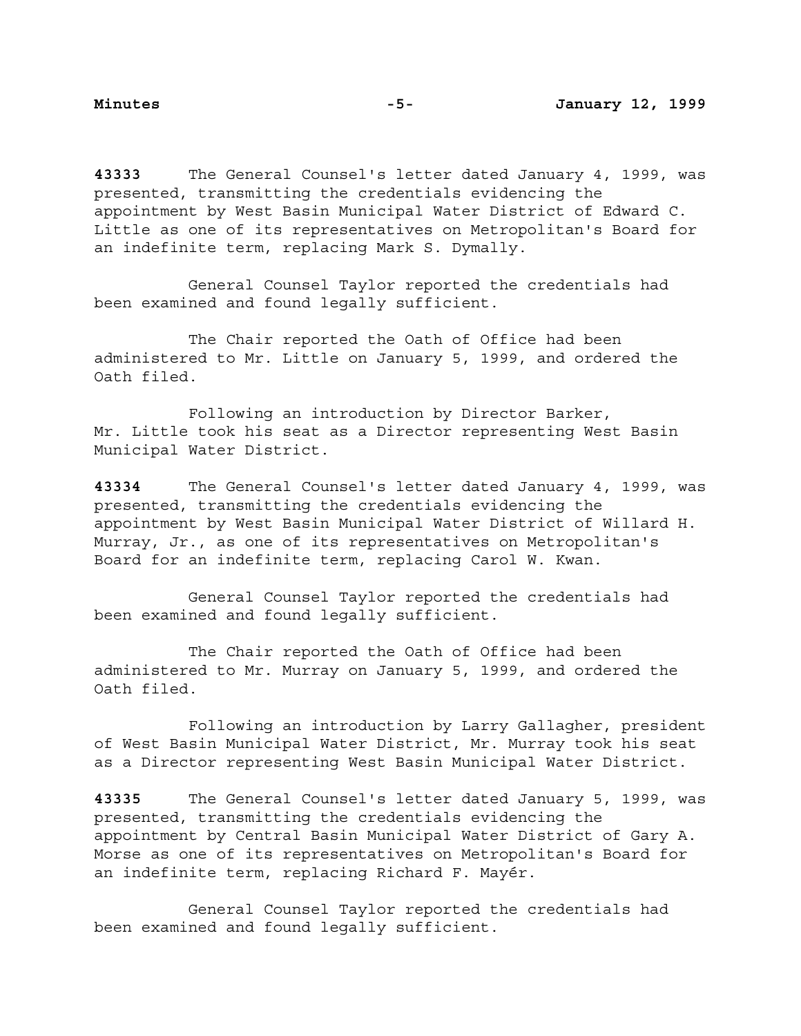**43333** The General Counsel's letter dated January 4, 1999, was presented, transmitting the credentials evidencing the appointment by West Basin Municipal Water District of Edward C. Little as one of its representatives on Metropolitan's Board for an indefinite term, replacing Mark S. Dymally.

General Counsel Taylor reported the credentials had been examined and found legally sufficient.

The Chair reported the Oath of Office had been administered to Mr. Little on January 5, 1999, and ordered the Oath filed.

Following an introduction by Director Barker, Mr. Little took his seat as a Director representing West Basin Municipal Water District.

**43334** The General Counsel's letter dated January 4, 1999, was presented, transmitting the credentials evidencing the appointment by West Basin Municipal Water District of Willard H. Murray, Jr., as one of its representatives on Metropolitan's Board for an indefinite term, replacing Carol W. Kwan.

General Counsel Taylor reported the credentials had been examined and found legally sufficient.

The Chair reported the Oath of Office had been administered to Mr. Murray on January 5, 1999, and ordered the Oath filed.

Following an introduction by Larry Gallagher, president of West Basin Municipal Water District, Mr. Murray took his seat as a Director representing West Basin Municipal Water District.

**43335** The General Counsel's letter dated January 5, 1999, was presented, transmitting the credentials evidencing the appointment by Central Basin Municipal Water District of Gary A. Morse as one of its representatives on Metropolitan's Board for an indefinite term, replacing Richard F. Mayér.

General Counsel Taylor reported the credentials had been examined and found legally sufficient.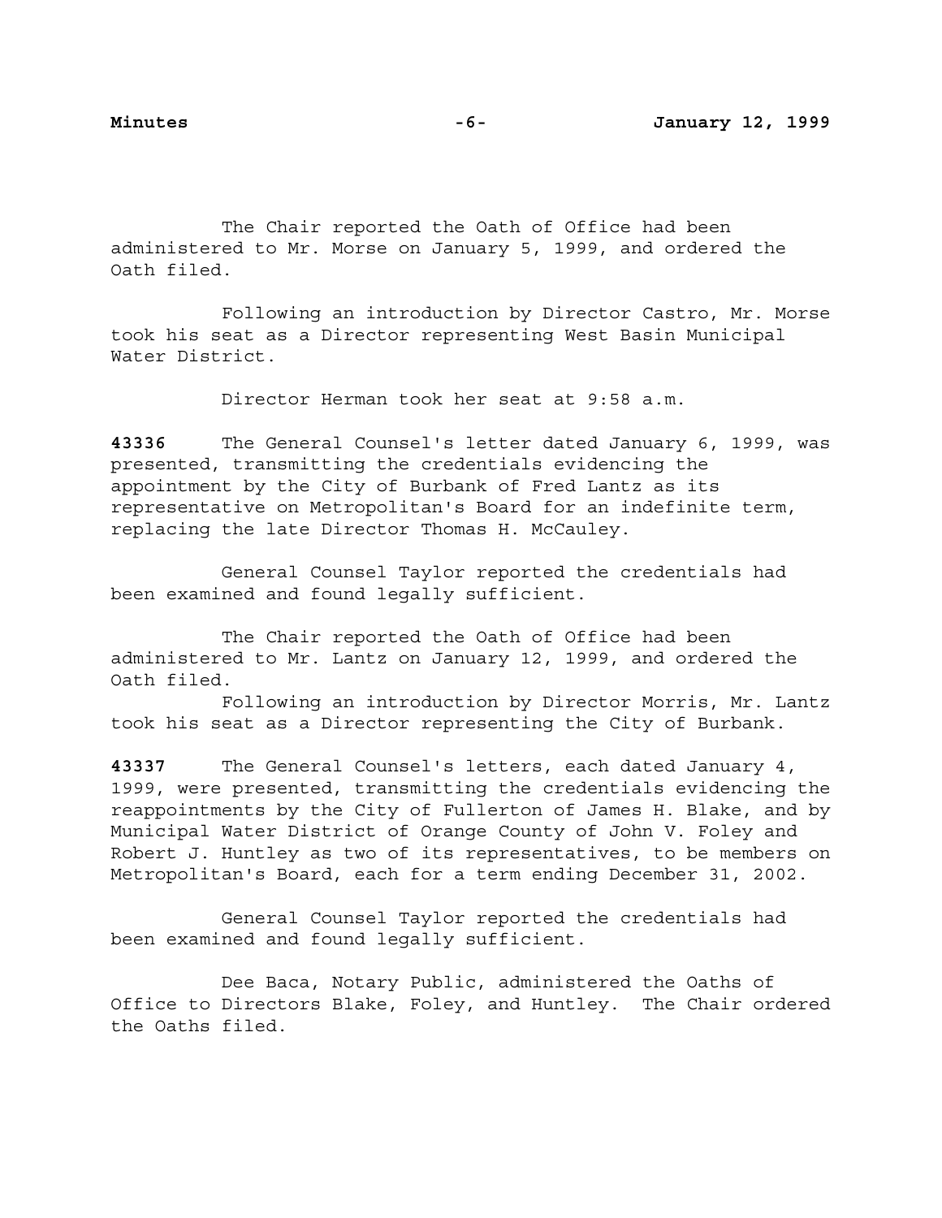The Chair reported the Oath of Office had been administered to Mr. Morse on January 5, 1999, and ordered the Oath filed.

Following an introduction by Director Castro, Mr. Morse took his seat as a Director representing West Basin Municipal Water District.

Director Herman took her seat at 9:58 a.m.

**43336** The General Counsel's letter dated January 6, 1999, was presented, transmitting the credentials evidencing the appointment by the City of Burbank of Fred Lantz as its representative on Metropolitan's Board for an indefinite term, replacing the late Director Thomas H. McCauley.

General Counsel Taylor reported the credentials had been examined and found legally sufficient.

The Chair reported the Oath of Office had been administered to Mr. Lantz on January 12, 1999, and ordered the Oath filed.

Following an introduction by Director Morris, Mr. Lantz took his seat as a Director representing the City of Burbank.

**43337** The General Counsel's letters, each dated January 4, 1999, were presented, transmitting the credentials evidencing the reappointments by the City of Fullerton of James H. Blake, and by Municipal Water District of Orange County of John V. Foley and Robert J. Huntley as two of its representatives, to be members on Metropolitan's Board, each for a term ending December 31, 2002.

General Counsel Taylor reported the credentials had been examined and found legally sufficient.

Dee Baca, Notary Public, administered the Oaths of Office to Directors Blake, Foley, and Huntley. The Chair ordered the Oaths filed.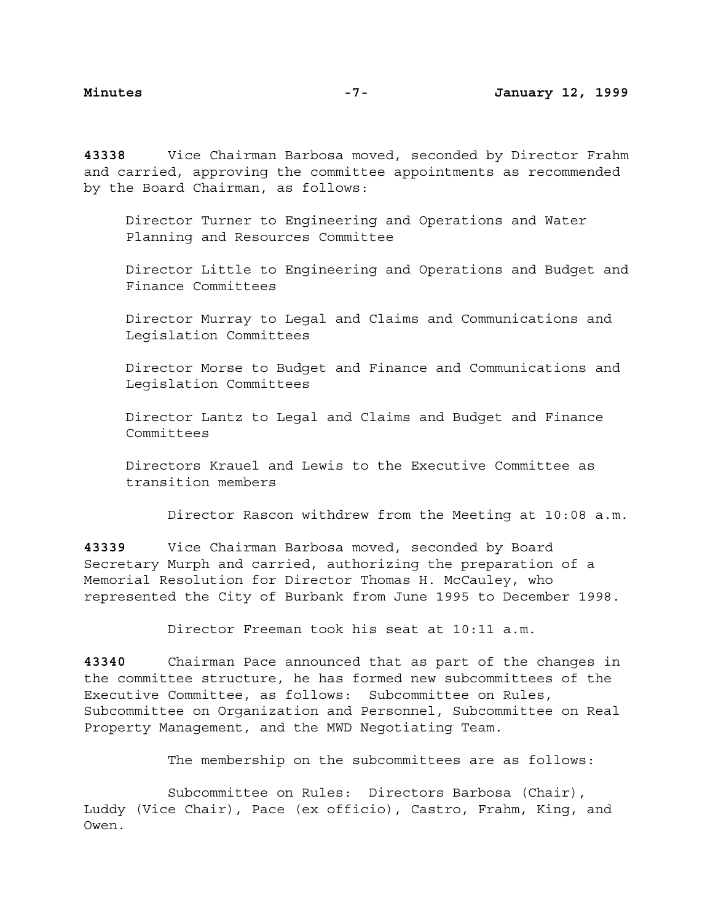**43338** Vice Chairman Barbosa moved, seconded by Director Frahm and carried, approving the committee appointments as recommended by the Board Chairman, as follows:

> Director Turner to Engineering and Operations and Water Planning and Resources Committee
>
> Director Little to Engineering and Operations and Budget and Finance Committees
>
> Director Murray to Legal and Claims and Communications and Legislation Committees
>
> Director Morse to Budget and Finance and Communications and Legislation Committees
>
> Director Lantz to Legal and Claims and Budget and Finance Committees
>
> Directors Krauel and Lewis to the Executive Committee as transition members

Director Rascon withdrew from the Meeting at 10:08 a.m.

**43339** Vice Chairman Barbosa moved, seconded by Board Secretary Murph and carried, authorizing the preparation of a Memorial Resolution for Director Thomas H. McCauley, who represented the City of Burbank from June 1995 to December 1998.

Director Freeman took his seat at 10:11 a.m.

**43340** Chairman Pace announced that as part of the changes in the committee structure, he has formed new subcommittees of the Executive Committee, as follows: Subcommittee on Rules, Subcommittee on Organization and Personnel, Subcommittee on Real Property Management, and the MWD Negotiating Team.

The membership on the subcommittees are as follows:

Subcommittee on Rules: Directors Barbosa (Chair), Luddy (Vice Chair), Pace (ex officio), Castro, Frahm, King, and Owen.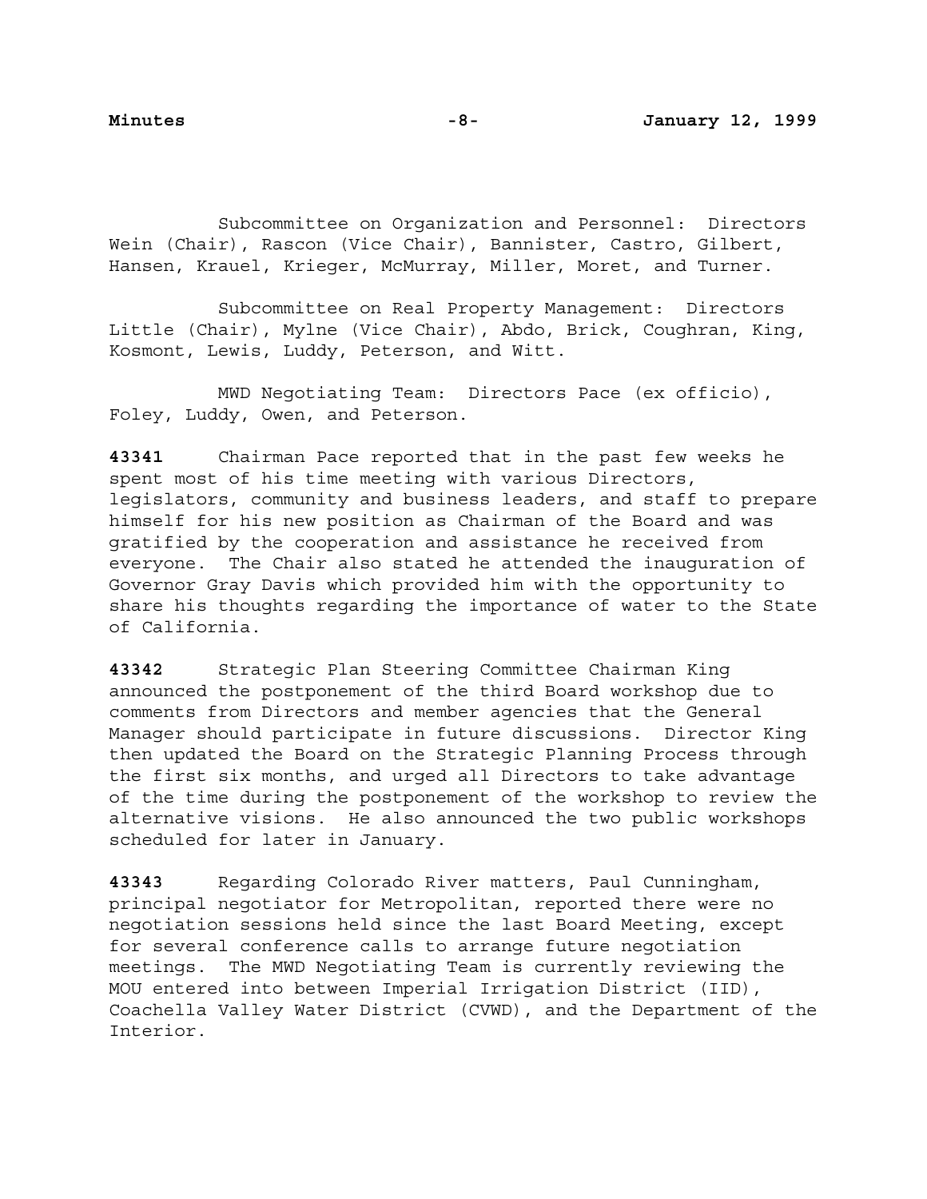Subcommittee on Organization and Personnel: Directors Wein (Chair), Rascon (Vice Chair), Bannister, Castro, Gilbert, Hansen, Krauel, Krieger, McMurray, Miller, Moret, and Turner.

Subcommittee on Real Property Management: Directors Little (Chair), Mylne (Vice Chair), Abdo, Brick, Coughran, King, Kosmont, Lewis, Luddy, Peterson, and Witt.

MWD Negotiating Team: Directors Pace (ex officio), Foley, Luddy, Owen, and Peterson.

**43341** Chairman Pace reported that in the past few weeks he spent most of his time meeting with various Directors, legislators, community and business leaders, and staff to prepare himself for his new position as Chairman of the Board and was gratified by the cooperation and assistance he received from everyone. The Chair also stated he attended the inauguration of Governor Gray Davis which provided him with the opportunity to share his thoughts regarding the importance of water to the State of California.

**43342** Strategic Plan Steering Committee Chairman King announced the postponement of the third Board workshop due to comments from Directors and member agencies that the General Manager should participate in future discussions. Director King then updated the Board on the Strategic Planning Process through the first six months, and urged all Directors to take advantage of the time during the postponement of the workshop to review the alternative visions. He also announced the two public workshops scheduled for later in January.

**43343** Regarding Colorado River matters, Paul Cunningham, principal negotiator for Metropolitan, reported there were no negotiation sessions held since the last Board Meeting, except for several conference calls to arrange future negotiation meetings. The MWD Negotiating Team is currently reviewing the MOU entered into between Imperial Irrigation District (IID), Coachella Valley Water District (CVWD), and the Department of the Interior.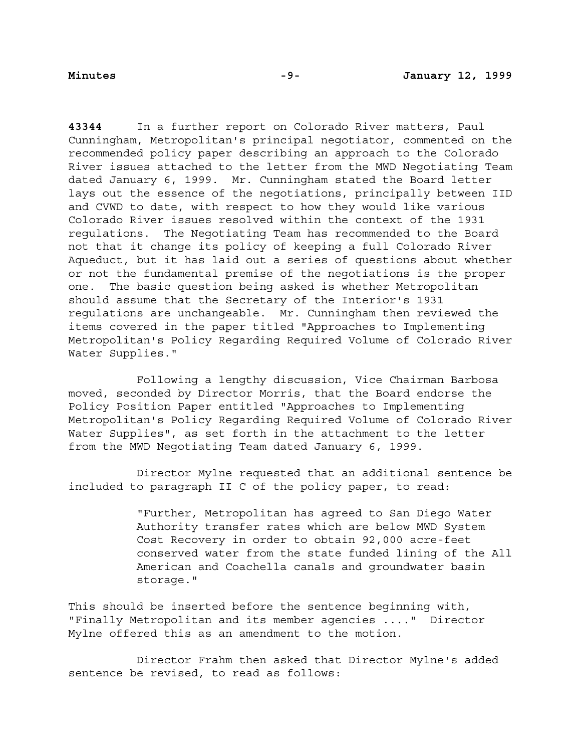**43344** In a further report on Colorado River matters, Paul Cunningham, Metropolitan's principal negotiator, commented on the recommended policy paper describing an approach to the Colorado River issues attached to the letter from the MWD Negotiating Team dated January 6, 1999. Mr. Cunningham stated the Board letter lays out the essence of the negotiations, principally between IID and CVWD to date, with respect to how they would like various Colorado River issues resolved within the context of the 1931 regulations. The Negotiating Team has recommended to the Board not that it change its policy of keeping a full Colorado River Aqueduct, but it has laid out a series of questions about whether or not the fundamental premise of the negotiations is the proper one. The basic question being asked is whether Metropolitan should assume that the Secretary of the Interior's 1931 regulations are unchangeable. Mr. Cunningham then reviewed the items covered in the paper titled "Approaches to Implementing Metropolitan's Policy Regarding Required Volume of Colorado River Water Supplies."

Following a lengthy discussion, Vice Chairman Barbosa moved, seconded by Director Morris, that the Board endorse the Policy Position Paper entitled "Approaches to Implementing Metropolitan's Policy Regarding Required Volume of Colorado River Water Supplies", as set forth in the attachment to the letter from the MWD Negotiating Team dated January 6, 1999.

Director Mylne requested that an additional sentence be included to paragraph II C of the policy paper, to read:

> "Further, Metropolitan has agreed to San Diego Water Authority transfer rates which are below MWD System Cost Recovery in order to obtain 92,000 acre-feet conserved water from the state funded lining of the All American and Coachella canals and groundwater basin storage."

This should be inserted before the sentence beginning with, "Finally Metropolitan and its member agencies ...." Director Mylne offered this as an amendment to the motion.

Director Frahm then asked that Director Mylne's added sentence be revised, to read as follows: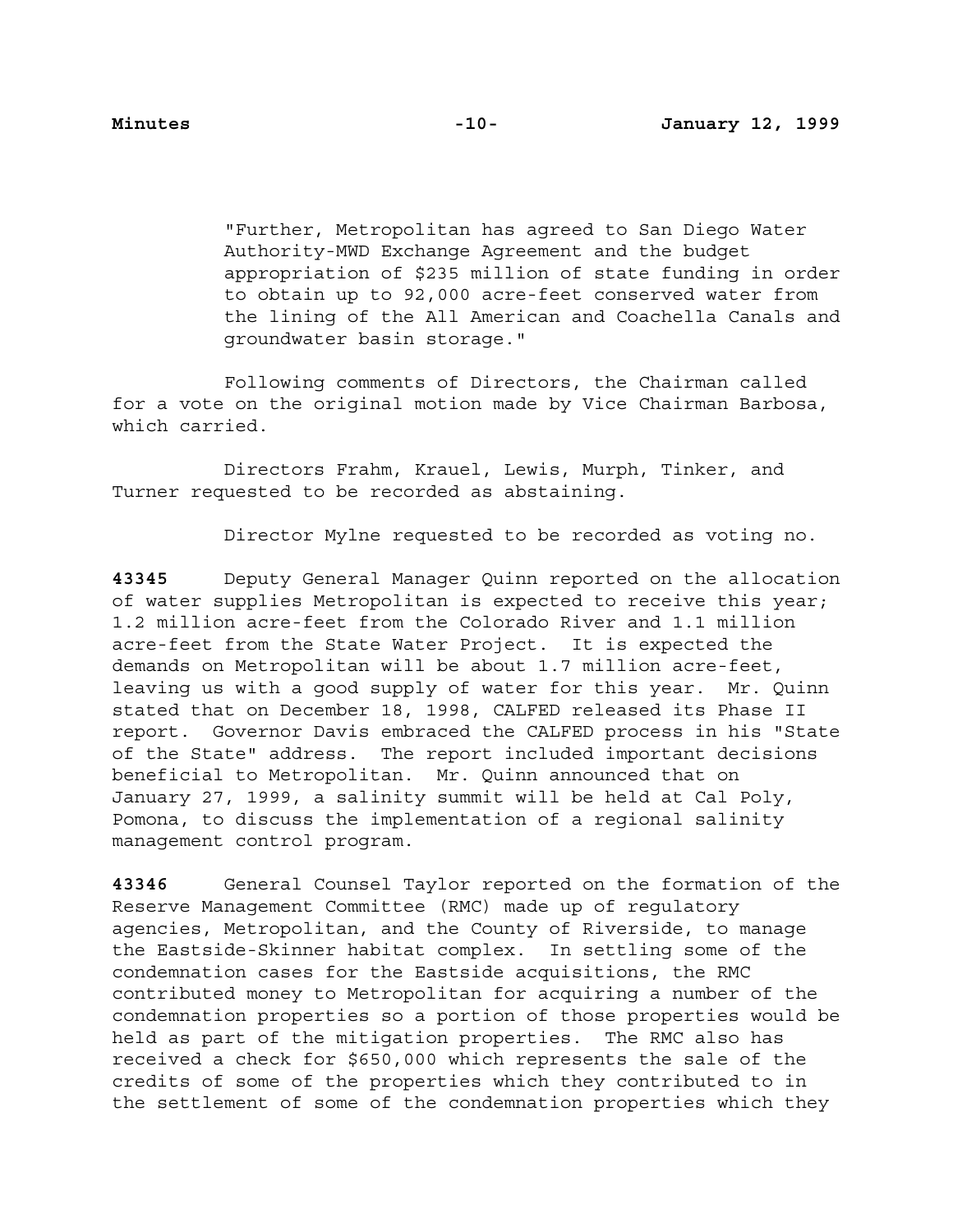"Further, Metropolitan has agreed to San Diego Water Authority-MWD Exchange Agreement and the budget appropriation of $235 million of state funding in order to obtain up to 92,000 acre-feet conserved water from the lining of the All American and Coachella Canals and groundwater basin storage."

Following comments of Directors, the Chairman called for a vote on the original motion made by Vice Chairman Barbosa, which carried.

Directors Frahm, Krauel, Lewis, Murph, Tinker, and Turner requested to be recorded as abstaining.

Director Mylne requested to be recorded as voting no.

**43345** Deputy General Manager Quinn reported on the allocation of water supplies Metropolitan is expected to receive this year; 1.2 million acre-feet from the Colorado River and 1.1 million acre-feet from the State Water Project. It is expected the demands on Metropolitan will be about 1.7 million acre-feet, leaving us with a good supply of water for this year. Mr. Quinn stated that on December 18, 1998, CALFED released its Phase II report. Governor Davis embraced the CALFED process in his "State of the State" address. The report included important decisions beneficial to Metropolitan. Mr. Quinn announced that on January 27, 1999, a salinity summit will be held at Cal Poly, Pomona, to discuss the implementation of a regional salinity management control program.

**43346** General Counsel Taylor reported on the formation of the Reserve Management Committee (RMC) made up of regulatory agencies, Metropolitan, and the County of Riverside, to manage the Eastside-Skinner habitat complex. In settling some of the condemnation cases for the Eastside acquisitions, the RMC contributed money to Metropolitan for acquiring a number of the condemnation properties so a portion of those properties would be held as part of the mitigation properties. The RMC also has received a check for $650,000 which represents the sale of the credits of some of the properties which they contributed to in the settlement of some of the condemnation properties which they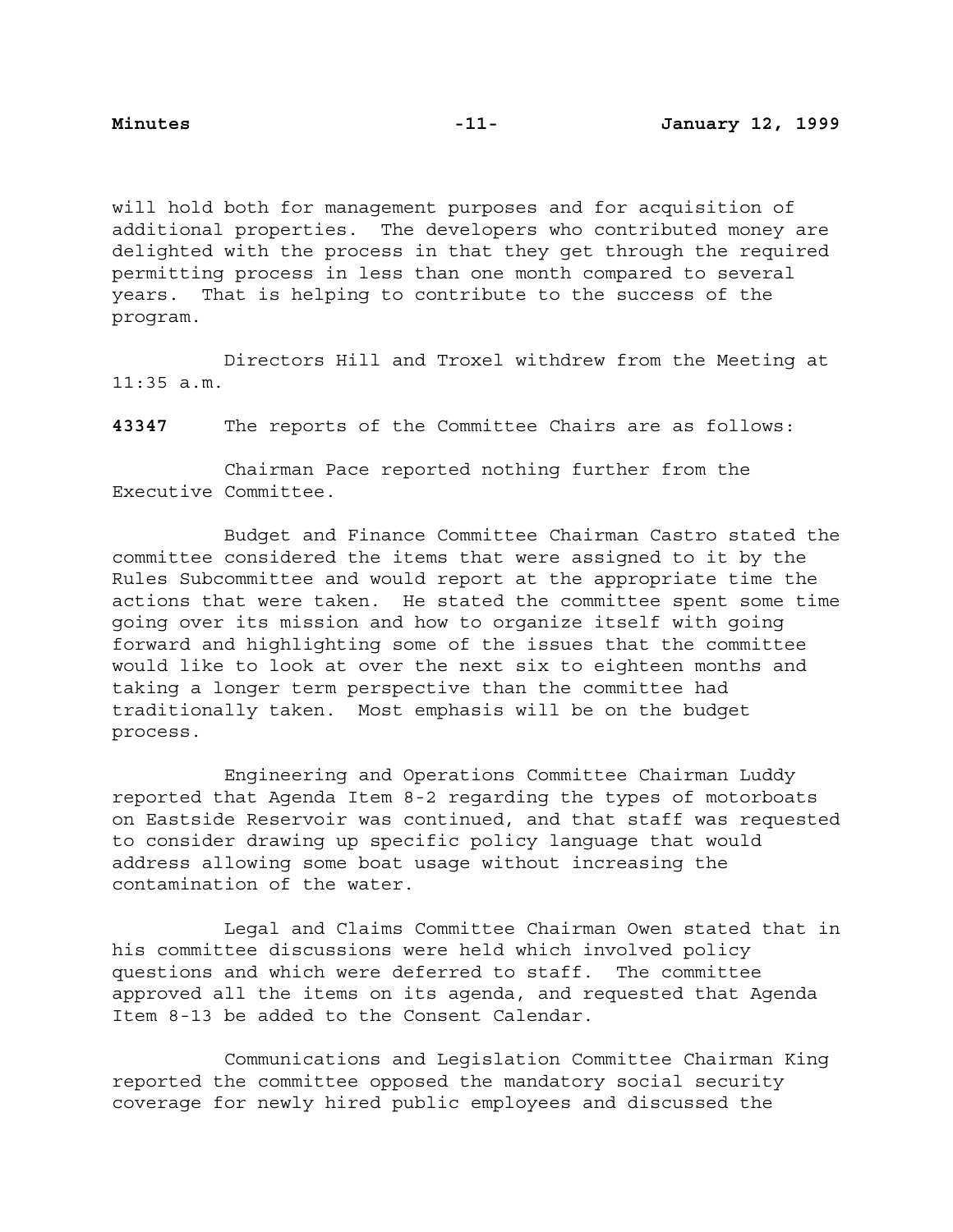will hold both for management purposes and for acquisition of additional properties. The developers who contributed money are delighted with the process in that they get through the required permitting process in less than one month compared to several years. That is helping to contribute to the success of the program.

Directors Hill and Troxel withdrew from the Meeting at 11:35 a.m.

**43347** The reports of the Committee Chairs are as follows:

Chairman Pace reported nothing further from the Executive Committee.

Budget and Finance Committee Chairman Castro stated the committee considered the items that were assigned to it by the Rules Subcommittee and would report at the appropriate time the actions that were taken. He stated the committee spent some time going over its mission and how to organize itself with going forward and highlighting some of the issues that the committee would like to look at over the next six to eighteen months and taking a longer term perspective than the committee had traditionally taken. Most emphasis will be on the budget process.

Engineering and Operations Committee Chairman Luddy reported that Agenda Item 8-2 regarding the types of motorboats on Eastside Reservoir was continued, and that staff was requested to consider drawing up specific policy language that would address allowing some boat usage without increasing the contamination of the water.

Legal and Claims Committee Chairman Owen stated that in his committee discussions were held which involved policy questions and which were deferred to staff. The committee approved all the items on its agenda, and requested that Agenda Item 8-13 be added to the Consent Calendar.

Communications and Legislation Committee Chairman King reported the committee opposed the mandatory social security coverage for newly hired public employees and discussed the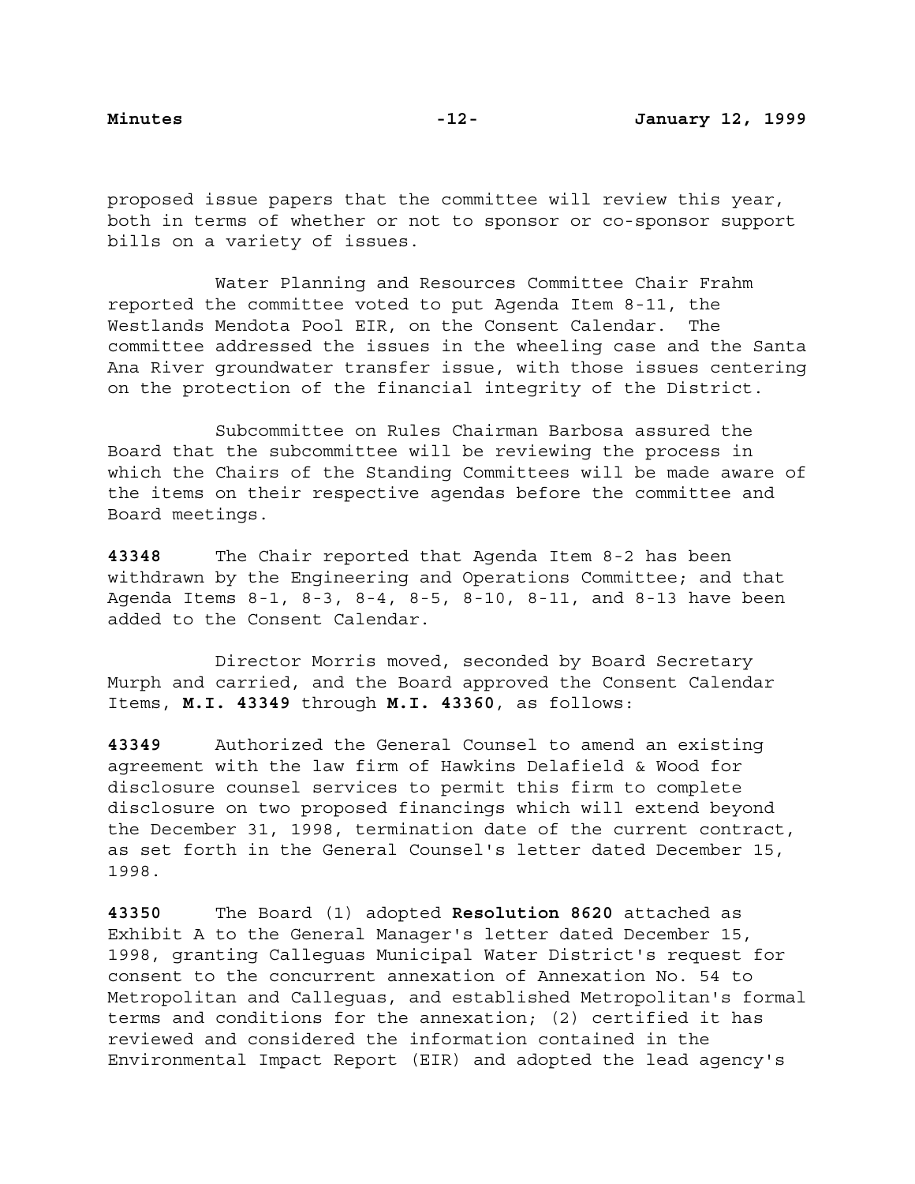proposed issue papers that the committee will review this year, both in terms of whether or not to sponsor or co-sponsor support bills on a variety of issues.

Water Planning and Resources Committee Chair Frahm reported the committee voted to put Agenda Item 8-11, the Westlands Mendota Pool EIR, on the Consent Calendar. The committee addressed the issues in the wheeling case and the Santa Ana River groundwater transfer issue, with those issues centering on the protection of the financial integrity of the District.

Subcommittee on Rules Chairman Barbosa assured the Board that the subcommittee will be reviewing the process in which the Chairs of the Standing Committees will be made aware of the items on their respective agendas before the committee and Board meetings.

**43348** The Chair reported that Agenda Item 8-2 has been withdrawn by the Engineering and Operations Committee; and that Agenda Items 8-1, 8-3, 8-4, 8-5, 8-10, 8-11, and 8-13 have been added to the Consent Calendar.

Director Morris moved, seconded by Board Secretary Murph and carried, and the Board approved the Consent Calendar Items, **M.I. 43349** through **M.I. 43360**, as follows:

**43349** Authorized the General Counsel to amend an existing agreement with the law firm of Hawkins Delafield & Wood for disclosure counsel services to permit this firm to complete disclosure on two proposed financings which will extend beyond the December 31, 1998, termination date of the current contract, as set forth in the General Counsel's letter dated December 15, 1998.

**43350** The Board (1) adopted **Resolution 8620** attached as Exhibit A to the General Manager's letter dated December 15, 1998, granting Calleguas Municipal Water District's request for consent to the concurrent annexation of Annexation No. 54 to Metropolitan and Calleguas, and established Metropolitan's formal terms and conditions for the annexation; (2) certified it has reviewed and considered the information contained in the Environmental Impact Report (EIR) and adopted the lead agency's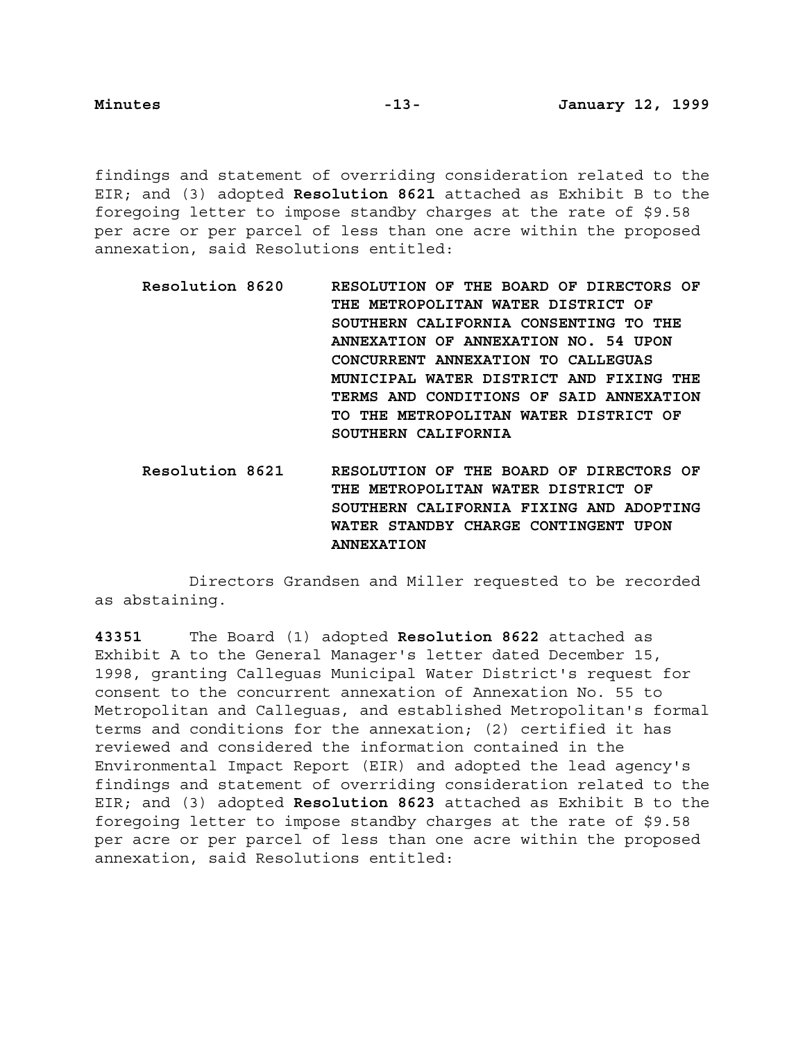findings and statement of overriding consideration related to the EIR; and (3) adopted **Resolution 8621** attached as Exhibit B to the foregoing letter to impose standby charges at the rate of $9.58 per acre or per parcel of less than one acre within the proposed annexation, said Resolutions entitled:

**Resolution 8620** **RESOLUTION OF THE BOARD OF DIRECTORS OF THE METROPOLITAN WATER DISTRICT OF SOUTHERN CALIFORNIA CONSENTING TO THE ANNEXATION OF ANNEXATION NO. 54 UPON CONCURRENT ANNEXATION TO CALLEGUAS MUNICIPAL WATER DISTRICT AND FIXING THE TERMS AND CONDITIONS OF SAID ANNEXATION TO THE METROPOLITAN WATER DISTRICT OF SOUTHERN CALIFORNIA**

**Resolution 8621** **RESOLUTION OF THE BOARD OF DIRECTORS OF THE METROPOLITAN WATER DISTRICT OF SOUTHERN CALIFORNIA FIXING AND ADOPTING WATER STANDBY CHARGE CONTINGENT UPON ANNEXATION**

Directors Grandsen and Miller requested to be recorded as abstaining.

**43351** The Board (1) adopted **Resolution 8622** attached as Exhibit A to the General Manager's letter dated December 15, 1998, granting Calleguas Municipal Water District's request for consent to the concurrent annexation of Annexation No. 55 to Metropolitan and Calleguas, and established Metropolitan's formal terms and conditions for the annexation; (2) certified it has reviewed and considered the information contained in the Environmental Impact Report (EIR) and adopted the lead agency's findings and statement of overriding consideration related to the EIR; and (3) adopted **Resolution 8623** attached as Exhibit B to the foregoing letter to impose standby charges at the rate of $9.58 per acre or per parcel of less than one acre within the proposed annexation, said Resolutions entitled: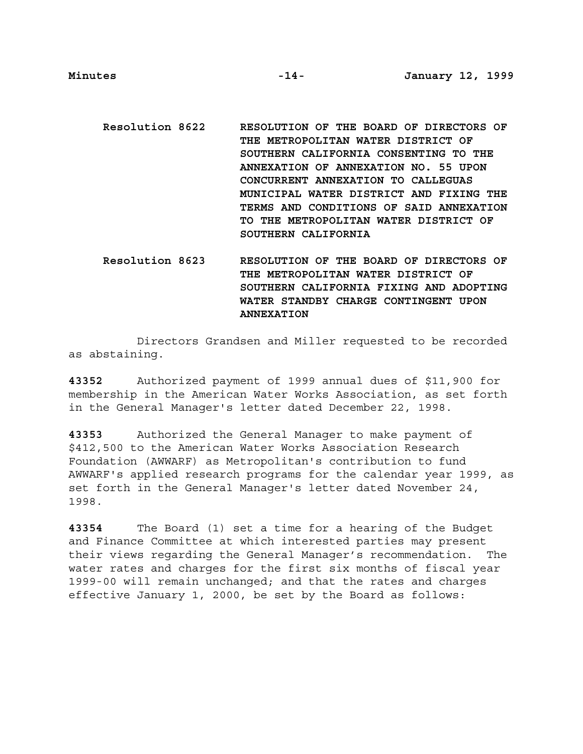Resolution 8622 RESOLUTION OF THE BOARD OF DIRECTORS OF THE METROPOLITAN WATER DISTRICT OF SOUTHERN CALIFORNIA CONSENTING TO THE ANNEXATION OF ANNEXATION NO. 55 UPON CONCURRENT ANNEXATION TO CALLEGUAS MUNICIPAL WATER DISTRICT AND FIXING THE TERMS AND CONDITIONS OF SAID ANNEXATION TO THE METROPOLITAN WATER DISTRICT OF SOUTHERN CALIFORNIA

Resolution 8623 RESOLUTION OF THE BOARD OF DIRECTORS OF THE METROPOLITAN WATER DISTRICT OF SOUTHERN CALIFORNIA FIXING AND ADOPTING WATER STANDBY CHARGE CONTINGENT UPON ANNEXATION

Directors Grandsen and Miller requested to be recorded as abstaining.

**43352** Authorized payment of 1999 annual dues of $11,900 for membership in the American Water Works Association, as set forth in the General Manager's letter dated December 22, 1998.

**43353** Authorized the General Manager to make payment of $412,500 to the American Water Works Association Research Foundation (AWWARF) as Metropolitan's contribution to fund AWWARF's applied research programs for the calendar year 1999, as set forth in the General Manager's letter dated November 24, 1998.

**43354** The Board (1) set a time for a hearing of the Budget and Finance Committee at which interested parties may present their views regarding the General Manager's recommendation. The water rates and charges for the first six months of fiscal year 1999-00 will remain unchanged; and that the rates and charges effective January 1, 2000, be set by the Board as follows: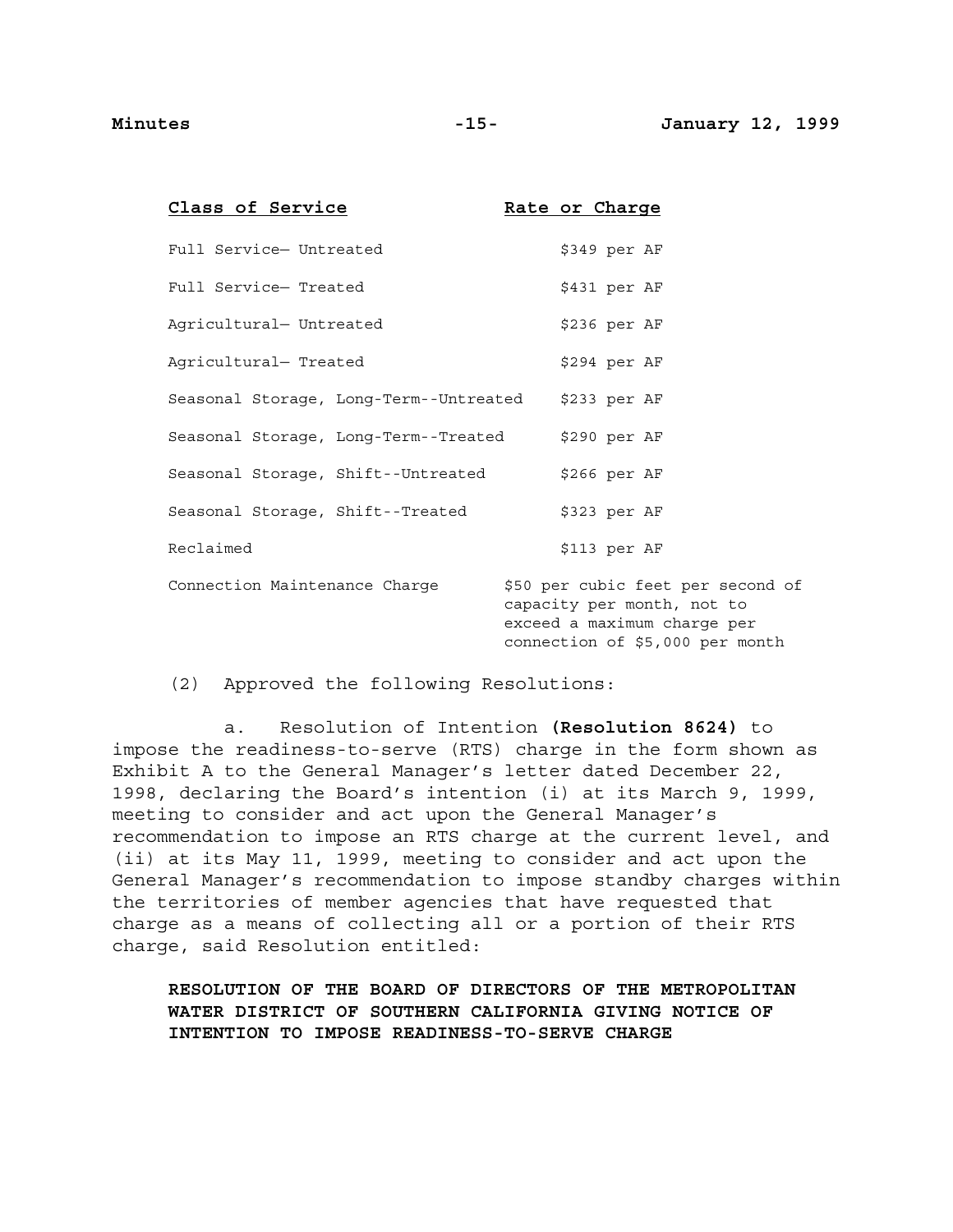| Class of Service | Rate or Charge |
|---|---|
| Full Service— Untreated | $349 per AF |
| Full Service— Treated | $431 per AF |
| Agricultural— Untreated | $236 per AF |
| Agricultural— Treated | $294 per AF |
| Seasonal Storage, Long-Term--Untreated | $233 per AF |
| Seasonal Storage, Long-Term--Treated | $290 per AF |
| Seasonal Storage, Shift--Untreated | $266 per AF |
| Seasonal Storage, Shift--Treated | $323 per AF |
| Reclaimed | $113 per AF |
| Connection Maintenance Charge | $50 per cubic feet per second of capacity per month, not to exceed a maximum charge per connection of $5,000 per month |

(2) Approved the following Resolutions:

a. Resolution of Intention **(Resolution 8624)** to impose the readiness-to-serve (RTS) charge in the form shown as Exhibit A to the General Manager's letter dated December 22, 1998, declaring the Board's intention (i) at its March 9, 1999, meeting to consider and act upon the General Manager's recommendation to impose an RTS charge at the current level, and (ii) at its May 11, 1999, meeting to consider and act upon the General Manager's recommendation to impose standby charges within the territories of member agencies that have requested that charge as a means of collecting all or a portion of their RTS charge, said Resolution entitled:

**RESOLUTION OF THE BOARD OF DIRECTORS OF THE METROPOLITAN WATER DISTRICT OF SOUTHERN CALIFORNIA GIVING NOTICE OF INTENTION TO IMPOSE READINESS-TO-SERVE CHARGE**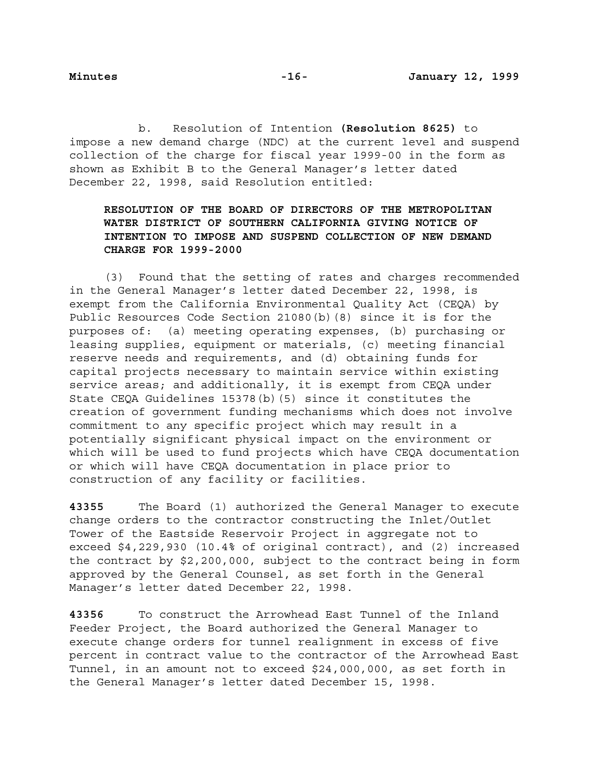b. Resolution of Intention **(Resolution 8625)** to impose a new demand charge (NDC) at the current level and suspend collection of the charge for fiscal year 1999-00 in the form as shown as Exhibit B to the General Manager's letter dated December 22, 1998, said Resolution entitled:

> **RESOLUTION OF THE BOARD OF DIRECTORS OF THE METROPOLITAN WATER DISTRICT OF SOUTHERN CALIFORNIA GIVING NOTICE OF INTENTION TO IMPOSE AND SUSPEND COLLECTION OF NEW DEMAND CHARGE FOR 1999-2000**

(3) Found that the setting of rates and charges recommended in the General Manager's letter dated December 22, 1998, is exempt from the California Environmental Quality Act (CEQA) by Public Resources Code Section 21080(b)(8) since it is for the purposes of: (a) meeting operating expenses, (b) purchasing or leasing supplies, equipment or materials, (c) meeting financial reserve needs and requirements, and (d) obtaining funds for capital projects necessary to maintain service within existing service areas; and additionally, it is exempt from CEQA under State CEQA Guidelines 15378(b)(5) since it constitutes the creation of government funding mechanisms which does not involve commitment to any specific project which may result in a potentially significant physical impact on the environment or which will be used to fund projects which have CEQA documentation or which will have CEQA documentation in place prior to construction of any facility or facilities.

**43355** The Board (1) authorized the General Manager to execute change orders to the contractor constructing the Inlet/Outlet Tower of the Eastside Reservoir Project in aggregate not to exceed $4,229,930 (10.4% of original contract), and (2) increased the contract by $2,200,000, subject to the contract being in form approved by the General Counsel, as set forth in the General Manager's letter dated December 22, 1998.

**43356** To construct the Arrowhead East Tunnel of the Inland Feeder Project, the Board authorized the General Manager to execute change orders for tunnel realignment in excess of five percent in contract value to the contractor of the Arrowhead East Tunnel, in an amount not to exceed $24,000,000, as set forth in the General Manager's letter dated December 15, 1998.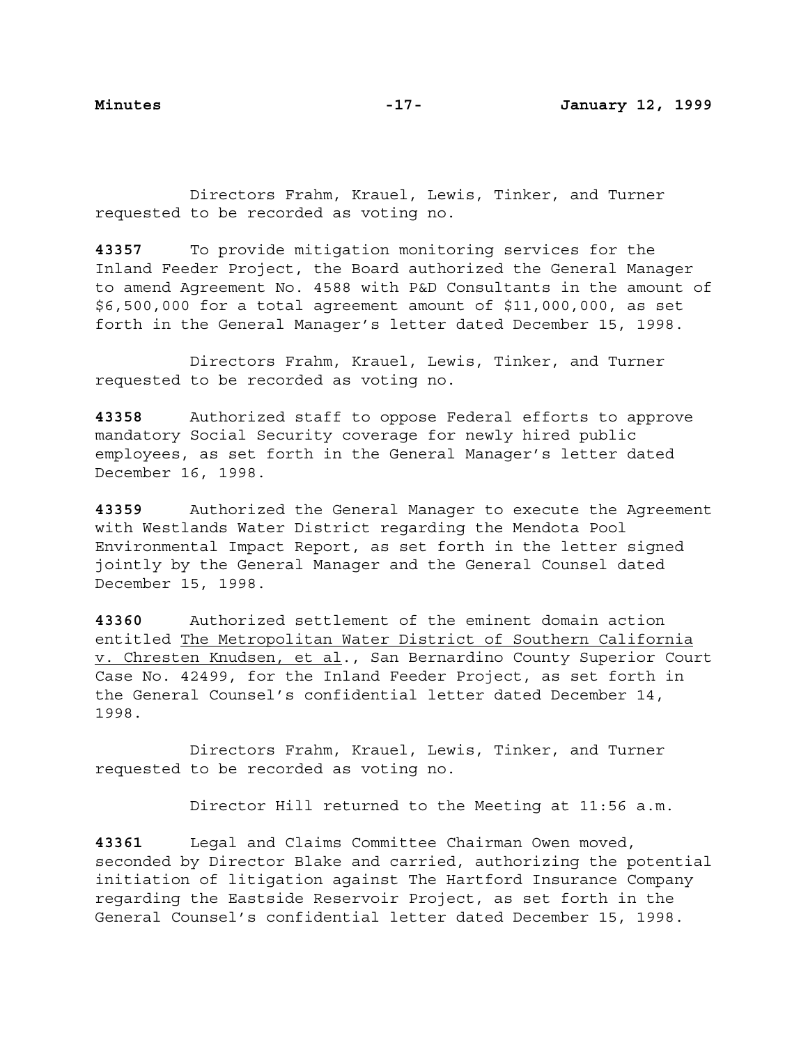Directors Frahm, Krauel, Lewis, Tinker, and Turner requested to be recorded as voting no.

**43357** To provide mitigation monitoring services for the Inland Feeder Project, the Board authorized the General Manager to amend Agreement No. 4588 with P&D Consultants in the amount of $6,500,000 for a total agreement amount of $11,000,000, as set forth in the General Manager's letter dated December 15, 1998.

Directors Frahm, Krauel, Lewis, Tinker, and Turner requested to be recorded as voting no.

**43358** Authorized staff to oppose Federal efforts to approve mandatory Social Security coverage for newly hired public employees, as set forth in the General Manager's letter dated December 16, 1998.

**43359** Authorized the General Manager to execute the Agreement with Westlands Water District regarding the Mendota Pool Environmental Impact Report, as set forth in the letter signed jointly by the General Manager and the General Counsel dated December 15, 1998.

**43360** Authorized settlement of the eminent domain action entitled The Metropolitan Water District of Southern California v. Chresten Knudsen, et al., San Bernardino County Superior Court Case No. 42499, for the Inland Feeder Project, as set forth in the General Counsel's confidential letter dated December 14, 1998.

Directors Frahm, Krauel, Lewis, Tinker, and Turner requested to be recorded as voting no.

Director Hill returned to the Meeting at 11:56 a.m.

**43361** Legal and Claims Committee Chairman Owen moved, seconded by Director Blake and carried, authorizing the potential initiation of litigation against The Hartford Insurance Company regarding the Eastside Reservoir Project, as set forth in the General Counsel's confidential letter dated December 15, 1998.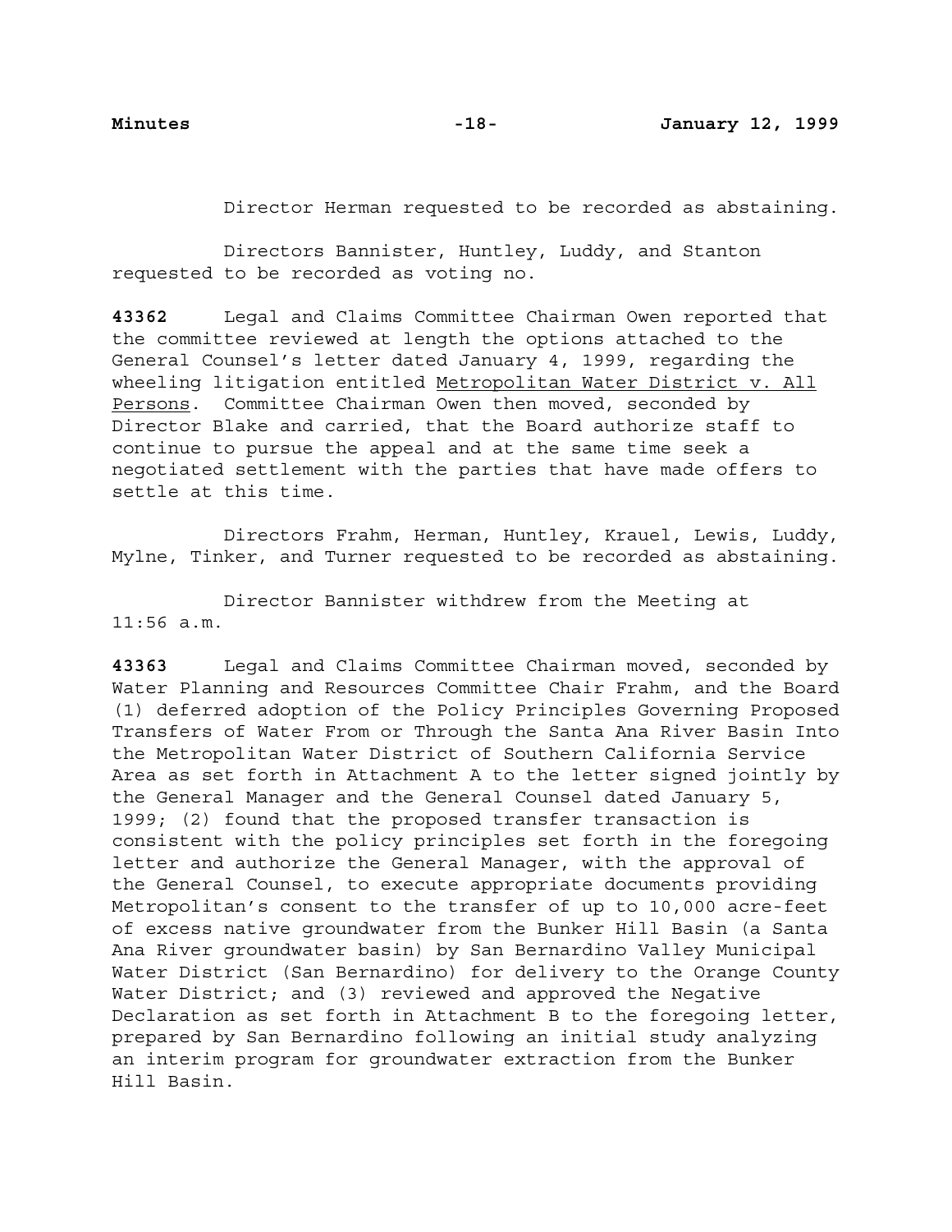Director Herman requested to be recorded as abstaining.

Directors Bannister, Huntley, Luddy, and Stanton requested to be recorded as voting no.

**43362** Legal and Claims Committee Chairman Owen reported that the committee reviewed at length the options attached to the General Counsel's letter dated January 4, 1999, regarding the wheeling litigation entitled Metropolitan Water District v. All Persons. Committee Chairman Owen then moved, seconded by Director Blake and carried, that the Board authorize staff to continue to pursue the appeal and at the same time seek a negotiated settlement with the parties that have made offers to settle at this time.

Directors Frahm, Herman, Huntley, Krauel, Lewis, Luddy, Mylne, Tinker, and Turner requested to be recorded as abstaining.

Director Bannister withdrew from the Meeting at 11:56 a.m.

**43363** Legal and Claims Committee Chairman moved, seconded by Water Planning and Resources Committee Chair Frahm, and the Board (1) deferred adoption of the Policy Principles Governing Proposed Transfers of Water From or Through the Santa Ana River Basin Into the Metropolitan Water District of Southern California Service Area as set forth in Attachment A to the letter signed jointly by the General Manager and the General Counsel dated January 5, 1999; (2) found that the proposed transfer transaction is consistent with the policy principles set forth in the foregoing letter and authorize the General Manager, with the approval of the General Counsel, to execute appropriate documents providing Metropolitan's consent to the transfer of up to 10,000 acre-feet of excess native groundwater from the Bunker Hill Basin (a Santa Ana River groundwater basin) by San Bernardino Valley Municipal Water District (San Bernardino) for delivery to the Orange County Water District; and (3) reviewed and approved the Negative Declaration as set forth in Attachment B to the foregoing letter, prepared by San Bernardino following an initial study analyzing an interim program for groundwater extraction from the Bunker Hill Basin.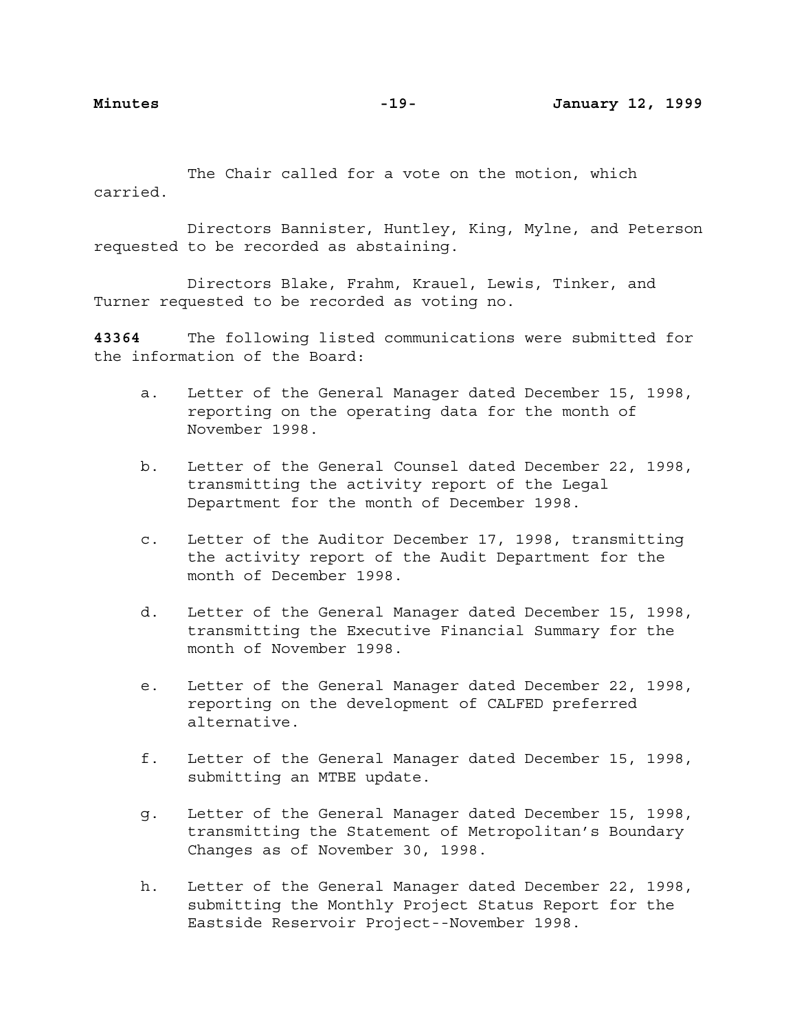The Chair called for a vote on the motion, which carried.

Directors Bannister, Huntley, King, Mylne, and Peterson requested to be recorded as abstaining.

Directors Blake, Frahm, Krauel, Lewis, Tinker, and Turner requested to be recorded as voting no.

**43364** The following listed communications were submitted for the information of the Board:

a. Letter of the General Manager dated December 15, 1998, reporting on the operating data for the month of November 1998.

b. Letter of the General Counsel dated December 22, 1998, transmitting the activity report of the Legal Department for the month of December 1998.

c. Letter of the Auditor December 17, 1998, transmitting the activity report of the Audit Department for the month of December 1998.

d. Letter of the General Manager dated December 15, 1998, transmitting the Executive Financial Summary for the month of November 1998.

e. Letter of the General Manager dated December 22, 1998, reporting on the development of CALFED preferred alternative.

f. Letter of the General Manager dated December 15, 1998, submitting an MTBE update.

g. Letter of the General Manager dated December 15, 1998, transmitting the Statement of Metropolitan's Boundary Changes as of November 30, 1998.

h. Letter of the General Manager dated December 22, 1998, submitting the Monthly Project Status Report for the Eastside Reservoir Project--November 1998.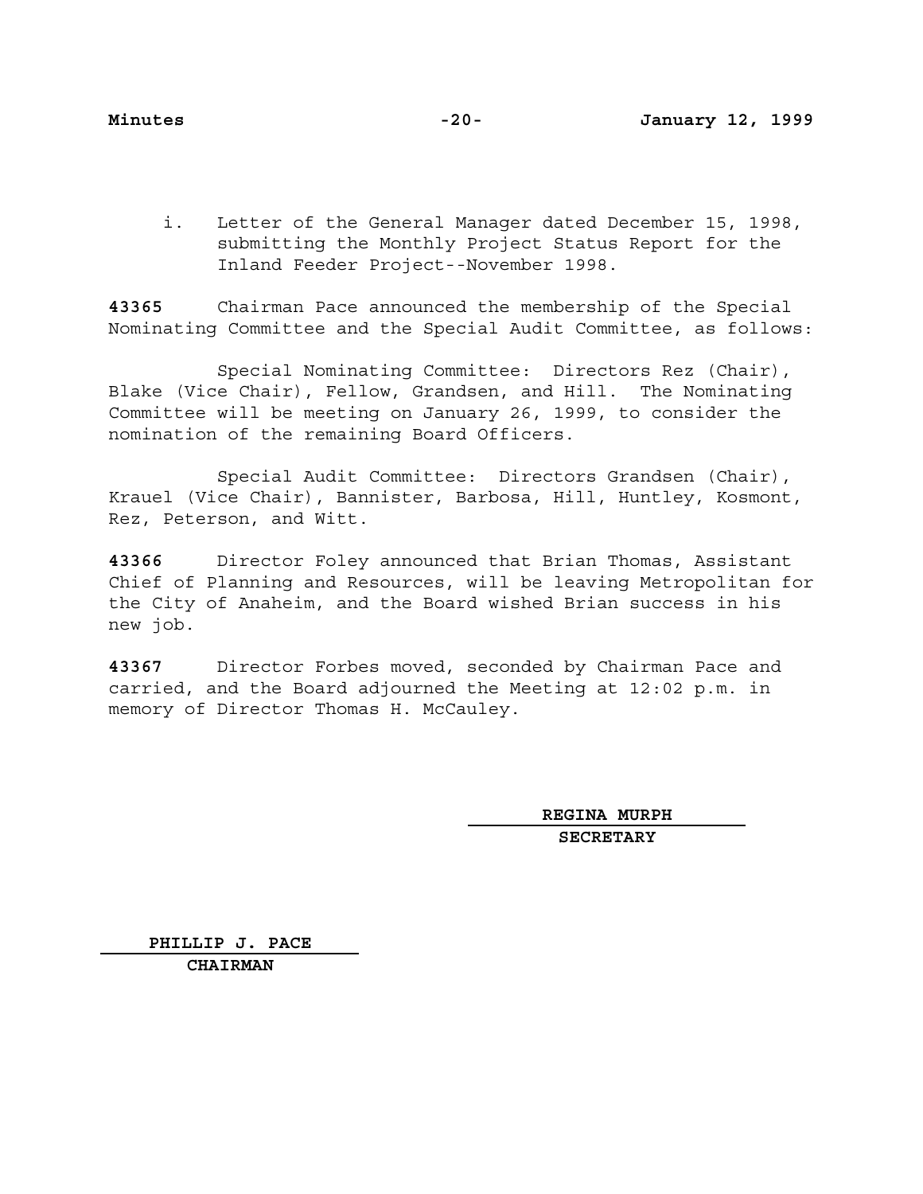i. Letter of the General Manager dated December 15, 1998, submitting the Monthly Project Status Report for the Inland Feeder Project--November 1998.

**43365** Chairman Pace announced the membership of the Special Nominating Committee and the Special Audit Committee, as follows:

Special Nominating Committee: Directors Rez (Chair), Blake (Vice Chair), Fellow, Grandsen, and Hill. The Nominating Committee will be meeting on January 26, 1999, to consider the nomination of the remaining Board Officers.

Special Audit Committee: Directors Grandsen (Chair), Krauel (Vice Chair), Bannister, Barbosa, Hill, Huntley, Kosmont, Rez, Peterson, and Witt.

**43366** Director Foley announced that Brian Thomas, Assistant Chief of Planning and Resources, will be leaving Metropolitan for the City of Anaheim, and the Board wished Brian success in his new job.

**43367** Director Forbes moved, seconded by Chairman Pace and carried, and the Board adjourned the Meeting at 12:02 p.m. in memory of Director Thomas H. McCauley.

**REGINA MURPH**
**SECRETARY**

**PHILLIP J. PACE**
**CHAIRMAN**